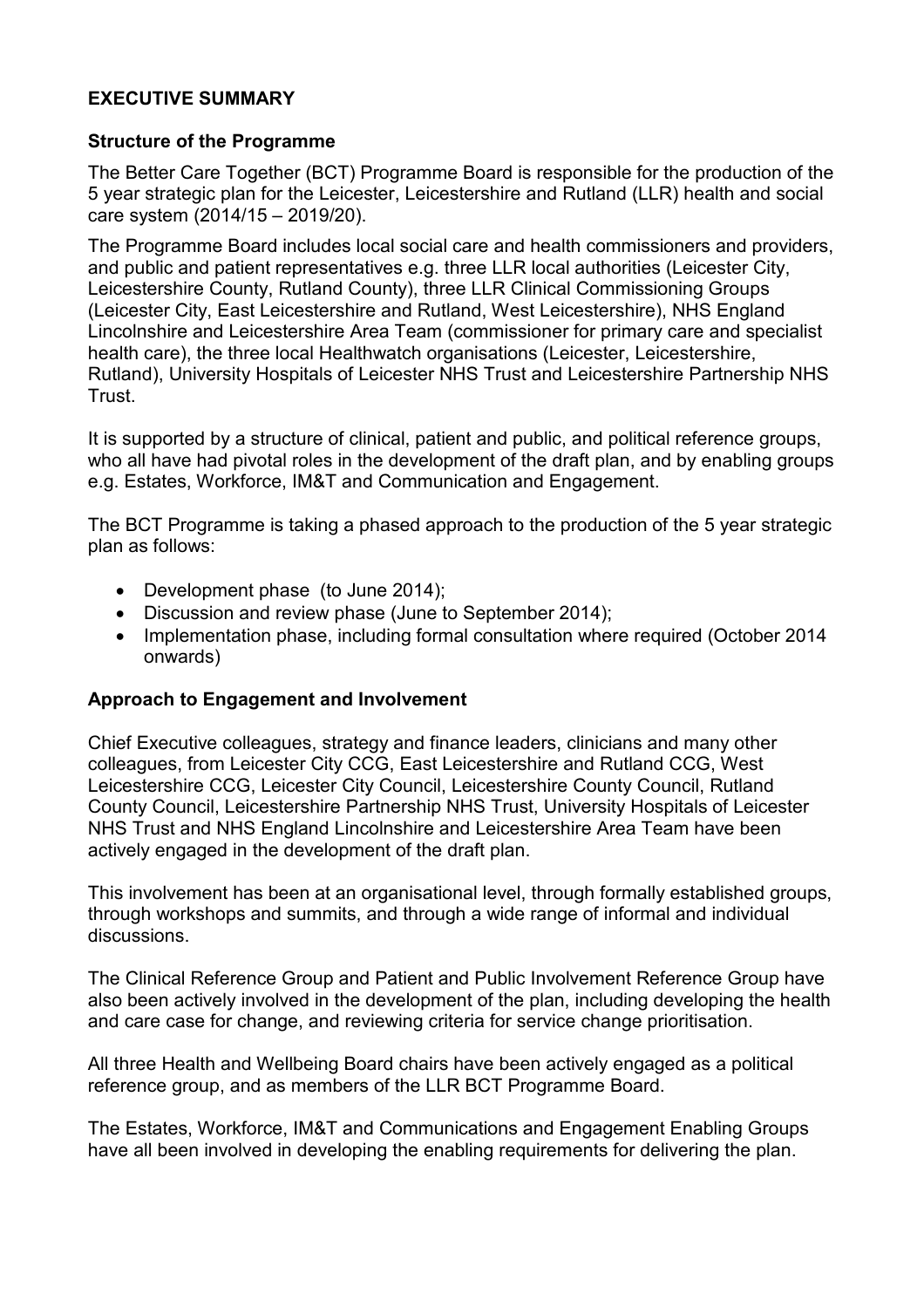## EXECUTIVE SUMMARY

### Structure of the Programme

The Better Care Together (BCT) Programme Board is responsible for the production of the 5 year strategic plan for the Leicester, Leicestershire and Rutland (LLR) health and social care system (2014/15 – 2019/20).

The Programme Board includes local social care and health commissioners and providers, and public and patient representatives e.g. three LLR local authorities (Leicester City, Leicestershire County, Rutland County), three LLR Clinical Commissioning Groups (Leicester City, East Leicestershire and Rutland, West Leicestershire), NHS England Lincolnshire and Leicestershire Area Team (commissioner for primary care and specialist health care), the three local Healthwatch organisations (Leicester, Leicestershire, Rutland), University Hospitals of Leicester NHS Trust and Leicestershire Partnership NHS Trust.

It is supported by a structure of clinical, patient and public, and political reference groups, who all have had pivotal roles in the development of the draft plan, and by enabling groups e.g. Estates, Workforce, IM&T and Communication and Engagement.

The BCT Programme is taking a phased approach to the production of the 5 year strategic plan as follows:

- Development phase (to June 2014);
- Discussion and review phase (June to September 2014);
- Implementation phase, including formal consultation where required (October 2014 onwards)

### Approach to Engagement and Involvement

Chief Executive colleagues, strategy and finance leaders, clinicians and many other colleagues, from Leicester City CCG, East Leicestershire and Rutland CCG, West Leicestershire CCG, Leicester City Council, Leicestershire County Council, Rutland County Council, Leicestershire Partnership NHS Trust, University Hospitals of Leicester NHS Trust and NHS England Lincolnshire and Leicestershire Area Team have been actively engaged in the development of the draft plan.

This involvement has been at an organisational level, through formally established groups, through workshops and summits, and through a wide range of informal and individual discussions.

The Clinical Reference Group and Patient and Public Involvement Reference Group have also been actively involved in the development of the plan, including developing the health and care case for change, and reviewing criteria for service change prioritisation.

All three Health and Wellbeing Board chairs have been actively engaged as a political reference group, and as members of the LLR BCT Programme Board.

The Estates, Workforce, IM&T and Communications and Engagement Enabling Groups have all been involved in developing the enabling requirements for delivering the plan.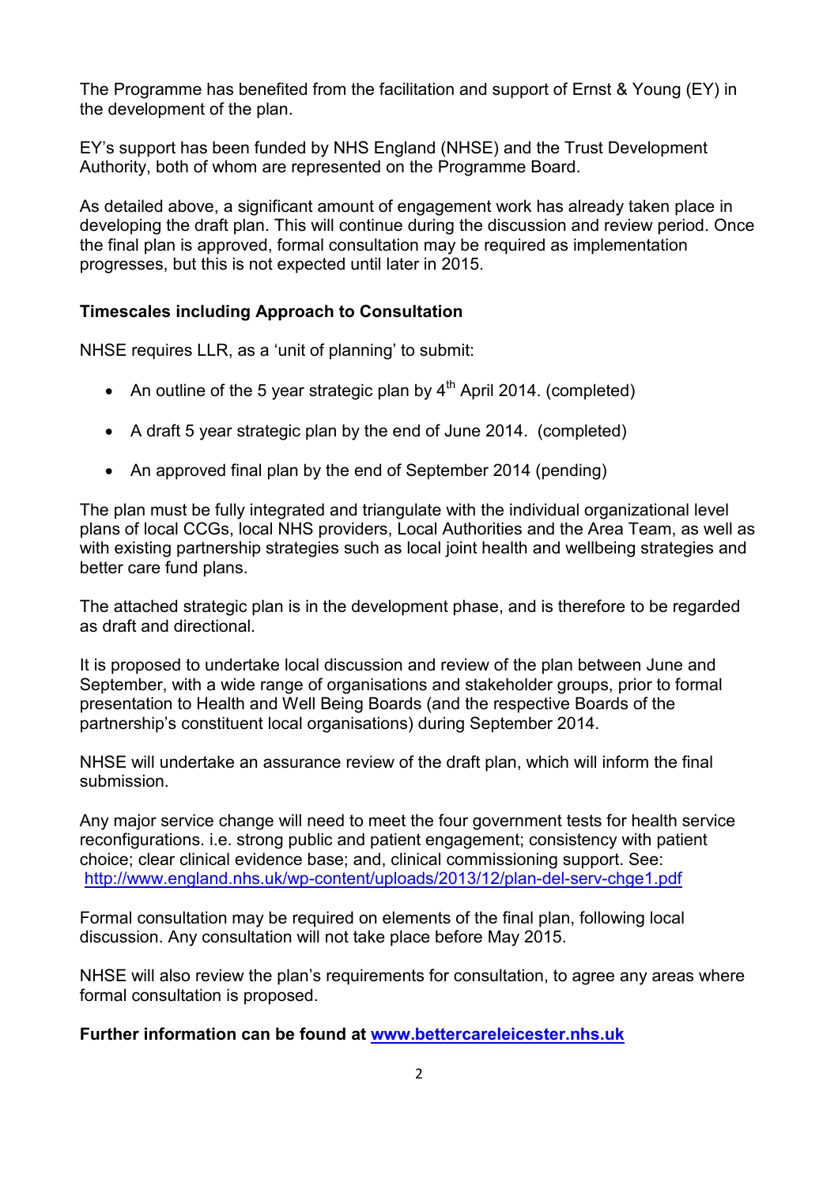The Programme has benefited from the facilitation and support of Ernst & Young (EY) in the development of the plan.

EY's support has been funded by NHS England (NHSE) and the Trust Development Authority, both of whom are represented on the Programme Board.

As detailed above, a significant amount of engagement work has already taken place in developing the draft plan. This will continue during the discussion and review period. Once the final plan is approved, formal consultation may be required as implementation progresses, but this is not expected until later in 2015.

**Timescales including Approach to Consultation**

NHSE requires LLR, as a 'unit of planning' to submit:

- An outline of the 5 year strategic plan by 4th April 2014. (completed)
- A draft 5 year strategic plan by the end of June 2014. (completed)
- An approved final plan by the end of September 2014 (pending)

The plan must be fully integrated and triangulate with the individual organizational level plans of local CCGs, local NHS providers, Local Authorities and the Area Team, as well as with existing partnership strategies such as local joint health and wellbeing strategies and better care fund plans.

The attached strategic plan is in the development phase, and is therefore to be regarded as draft and directional.

It is proposed to undertake local discussion and review of the plan between June and September, with a wide range of organisations and stakeholder groups, prior to formal presentation to Health and Well Being Boards (and the respective Boards of the partnership's constituent local organisations) during September 2014.

NHSE will undertake an assurance review of the draft plan, which will inform the final submission.

Any major service change will need to meet the four government tests for health service reconfigurations. i.e. strong public and patient engagement; consistency with patient choice; clear clinical evidence base; and, clinical commissioning support. See: http://www.england.nhs.uk/wp-content/uploads/2013/12/plan-del-serv-chge1.pdf

Formal consultation may be required on elements of the final plan, following local discussion. Any consultation will not take place before May 2015.

NHSE will also review the plan's requirements for consultation, to agree any areas where formal consultation is proposed.

**Further information can be found at www.bettercareleicester.nhs.uk**